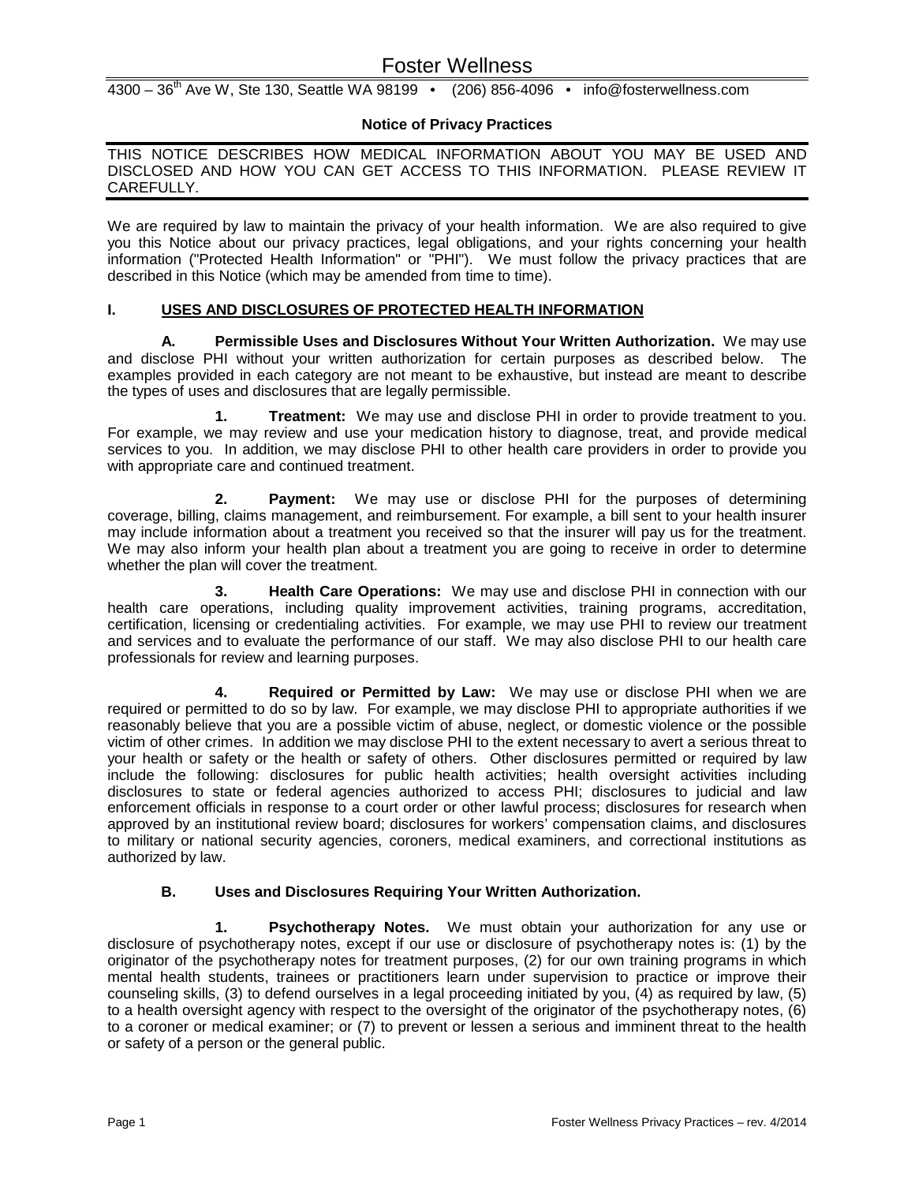# Foster Wellness

4300 – 36th Ave W, Ste 130, Seattle WA 98199 • (206) 856-4096 • info@fosterwellness.com

## Notice of Privacy Practices

THIS NOTICE DESCRIBES HOW MEDICAL INFORMATION ABOUT YOU MAY BE USED AND DISCLOSED AND HOW YOU CAN GET ACCESS TO THIS INFORMATION. PLEASE REVIEW IT CAREFULLY.

We are required by law to maintain the privacy of your health information. We are also required to give you this Notice about our privacy practices, legal obligations, and your rights concerning your health information ("Protected Health Information" or "PHI"). We must follow the privacy practices that are described in this Notice (which may be amended from time to time).

### I. USES AND DISCLOSURES OF PROTECTED HEALTH INFORMATION

**A. Permissible Uses and Disclosures Without Your Written Authorization.** We may use and disclose PHI without your written authorization for certain purposes as described below. The examples provided in each category are not meant to be exhaustive, but instead are meant to describe the types of uses and disclosures that are legally permissible.

**1. Treatment:** We may use and disclose PHI in order to provide treatment to you. For example, we may review and use your medication history to diagnose, treat, and provide medical services to you. In addition, we may disclose PHI to other health care providers in order to provide you with appropriate care and continued treatment.

**2. Payment:** We may use or disclose PHI for the purposes of determining coverage, billing, claims management, and reimbursement. For example, a bill sent to your health insurer may include information about a treatment you received so that the insurer will pay us for the treatment. We may also inform your health plan about a treatment you are going to receive in order to determine whether the plan will cover the treatment.

**3. Health Care Operations:** We may use and disclose PHI in connection with our health care operations, including quality improvement activities, training programs, accreditation, certification, licensing or credentialing activities. For example, we may use PHI to review our treatment and services and to evaluate the performance of our staff. We may also disclose PHI to our health care professionals for review and learning purposes.

**4. Required or Permitted by Law:** We may use or disclose PHI when we are required or permitted to do so by law. For example, we may disclose PHI to appropriate authorities if we reasonably believe that you are a possible victim of abuse, neglect, or domestic violence or the possible victim of other crimes. In addition we may disclose PHI to the extent necessary to avert a serious threat to your health or safety or the health or safety of others. Other disclosures permitted or required by law include the following: disclosures for public health activities; health oversight activities including disclosures to state or federal agencies authorized to access PHI; disclosures to judicial and law enforcement officials in response to a court order or other lawful process; disclosures for research when approved by an institutional review board; disclosures for workers' compensation claims, and disclosures to military or national security agencies, coroners, medical examiners, and correctional institutions as authorized by law.

**B. Uses and Disclosures Requiring Your Written Authorization.**

**1. Psychotherapy Notes.** We must obtain your authorization for any use or disclosure of psychotherapy notes, except if our use or disclosure of psychotherapy notes is: (1) by the originator of the psychotherapy notes for treatment purposes, (2) for our own training programs in which mental health students, trainees or practitioners learn under supervision to practice or improve their counseling skills, (3) to defend ourselves in a legal proceeding initiated by you, (4) as required by law, (5) to a health oversight agency with respect to the oversight of the originator of the psychotherapy notes, (6) to a coroner or medical examiner; or (7) to prevent or lessen a serious and imminent threat to the health or safety of a person or the general public.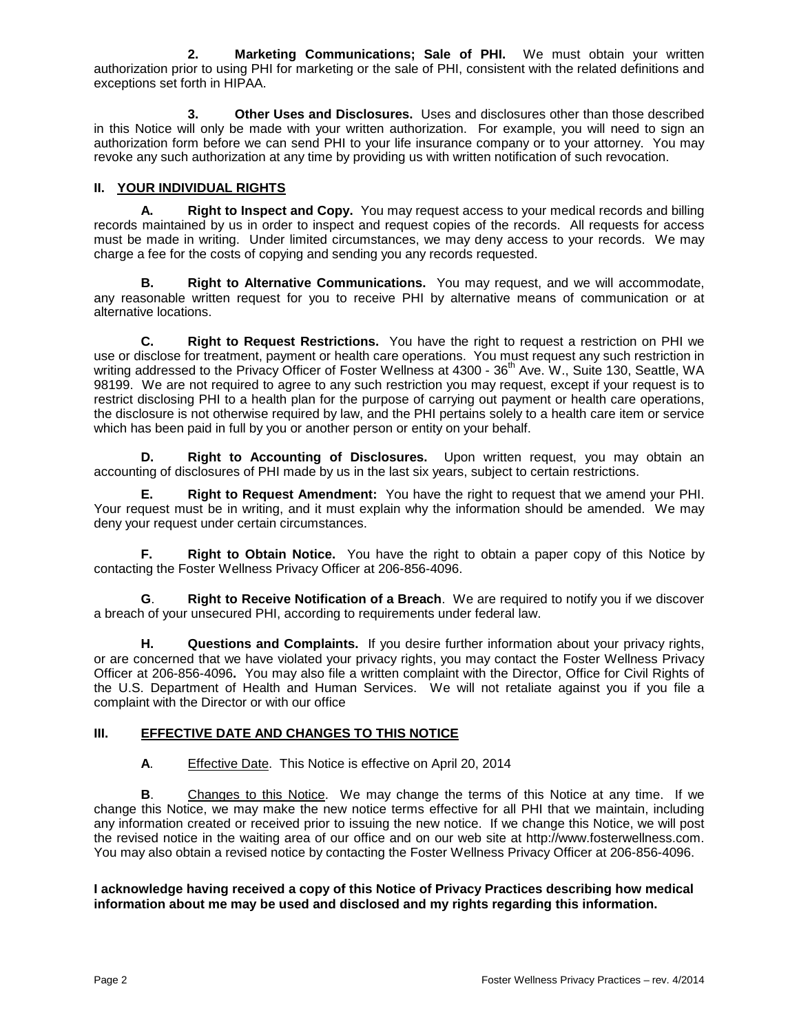**2. Marketing Communications; Sale of PHI.** We must obtain your written authorization prior to using PHI for marketing or the sale of PHI, consistent with the related definitions and exceptions set forth in HIPAA.

**3. Other Uses and Disclosures.** Uses and disclosures other than those described in this Notice will only be made with your written authorization. For example, you will need to sign an authorization form before we can send PHI to your life insurance company or to your attorney. You may revoke any such authorization at any time by providing us with written notification of such revocation.

## II. YOUR INDIVIDUAL RIGHTS

**A. Right to Inspect and Copy.** You may request access to your medical records and billing records maintained by us in order to inspect and request copies of the records. All requests for access must be made in writing. Under limited circumstances, we may deny access to your records. We may charge a fee for the costs of copying and sending you any records requested.

**B. Right to Alternative Communications.** You may request, and we will accommodate, any reasonable written request for you to receive PHI by alternative means of communication or at alternative locations.

**C. Right to Request Restrictions.** You have the right to request a restriction on PHI we use or disclose for treatment, payment or health care operations. You must request any such restriction in writing addressed to the Privacy Officer of Foster Wellness at 4300 - 36th Ave. W., Suite 130, Seattle, WA 98199. We are not required to agree to any such restriction you may request, except if your request is to restrict disclosing PHI to a health plan for the purpose of carrying out payment or health care operations, the disclosure is not otherwise required by law, and the PHI pertains solely to a health care item or service which has been paid in full by you or another person or entity on your behalf.

**D. Right to Accounting of Disclosures.** Upon written request, you may obtain an accounting of disclosures of PHI made by us in the last six years, subject to certain restrictions.

**E. Right to Request Amendment:** You have the right to request that we amend your PHI. Your request must be in writing, and it must explain why the information should be amended. We may deny your request under certain circumstances.

**F. Right to Obtain Notice.** You have the right to obtain a paper copy of this Notice by contacting the Foster Wellness Privacy Officer at 206-856-4096.

**G. Right to Receive Notification of a Breach.** We are required to notify you if we discover a breach of your unsecured PHI, according to requirements under federal law.

**H. Questions and Complaints.** If you desire further information about your privacy rights, or are concerned that we have violated your privacy rights, you may contact the Foster Wellness Privacy Officer at 206-856-4096**.** You may also file a written complaint with the Director, Office for Civil Rights of the U.S. Department of Health and Human Services. We will not retaliate against you if you file a complaint with the Director or with our office

## III. EFFECTIVE DATE AND CHANGES TO THIS NOTICE

**A.** Effective Date. This Notice is effective on April 20, 2014

**B.** Changes to this Notice. We may change the terms of this Notice at any time. If we change this Notice, we may make the new notice terms effective for all PHI that we maintain, including any information created or received prior to issuing the new notice. If we change this Notice, we will post the revised notice in the waiting area of our office and on our web site at http://www.fosterwellness.com. You may also obtain a revised notice by contacting the Foster Wellness Privacy Officer at 206-856-4096.

**I acknowledge having received a copy of this Notice of Privacy Practices describing how medical information about me may be used and disclosed and my rights regarding this information.**